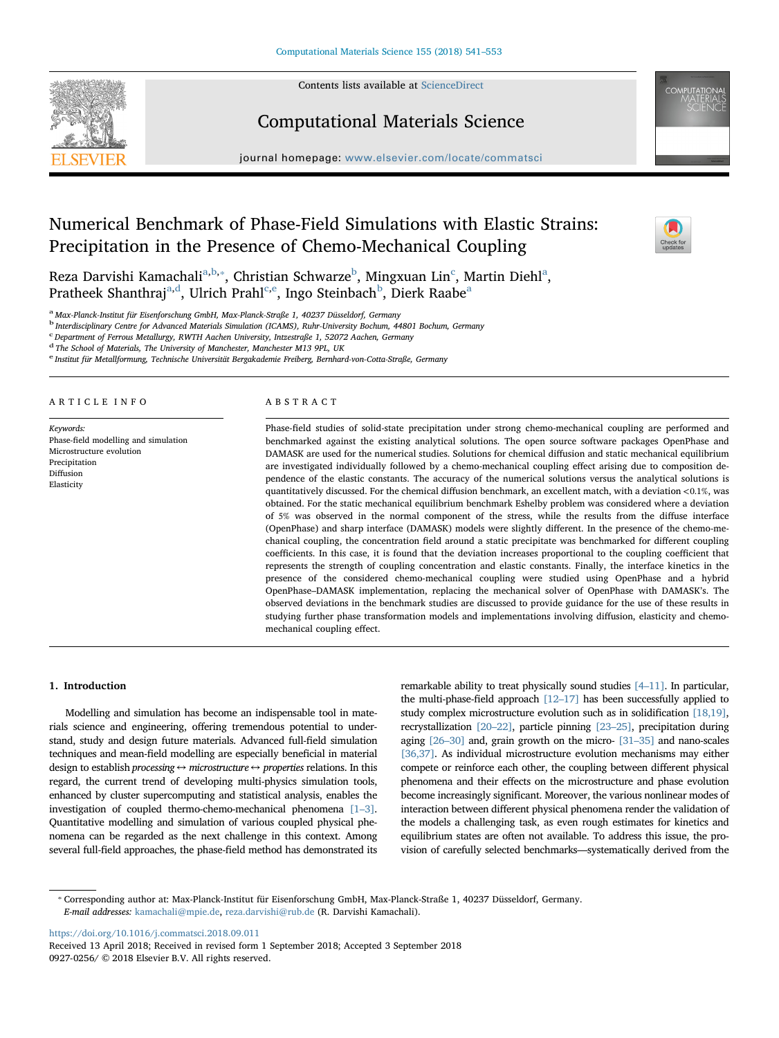# Numerical Benchmark of Phase-Field Simulations with Elastic Strains: Precipitation in the Presence of Chemo-Mechanical Coupling

Reza Darvishi Kamachali[a,b,*], Christian Schwarze[b], Mingxuan Lin[c], Martin Diehl[a], Pratheek Shanthraj[a,d], Ulrich Prahl[c,e], Ingo Steinbach[b], Dierk Raabe[a]

[a] Max-Planck-Institut für Eisenforschung GmbH, Max-Planck-Straße 1, 40237 Düsseldorf, Germany
[b] Interdisciplinary Centre for Advanced Materials Simulation (ICAMS), Ruhr-University Bochum, 44801 Bochum, Germany
[c] Department of Ferrous Metallurgy, RWTH Aachen University, Intzestraße 1, 52072 Aachen, Germany
[d] The School of Materials, The University of Manchester, Manchester M13 9PL, UK
[e] Institut für Metallformung, Technische Universität Bergakademie Freiberg, Bernhard-von-Cotta-Straße, Germany

## ARTICLE INFO

*Keywords:*
Phase-field modelling and simulation
Microstructure evolution
Precipitation
Diffusion
Elasticity

## ABSTRACT

Phase-field studies of solid-state precipitation under strong chemo-mechanical coupling are performed and benchmarked against the existing analytical solutions. The open source software packages OpenPhase and DAMASK are used for the numerical studies. Solutions for chemical diffusion and static mechanical equilibrium are investigated individually followed by a chemo-mechanical coupling effect arising due to composition dependence of the elastic constants. The accuracy of the numerical solutions versus the analytical solutions is quantitatively discussed. For the chemical diffusion benchmark, an excellent match, with a deviation <0.1%, was obtained. For the static mechanical equilibrium benchmark Eshelby problem was considered where a deviation of 5% was observed in the normal component of the stress, while the results from the diffuse interface (OpenPhase) and sharp interface (DAMASK) models were slightly different. In the presence of the chemo-mechanical coupling, the concentration field around a static precipitate was benchmarked for different coupling coefficients. In this case, it is found that the deviation increases proportional to the coupling coefficient that represents the strength of coupling concentration and elastic constants. Finally, the interface kinetics in the presence of the considered chemo-mechanical coupling were studied using OpenPhase and a hybrid OpenPhase–DAMASK implementation, replacing the mechanical solver of OpenPhase with DAMASK's. The observed deviations in the benchmark studies are discussed to provide guidance for the use of these results in studying further phase transformation models and implementations involving diffusion, elasticity and chemo-mechanical coupling effect.

## 1. Introduction

Modelling and simulation has become an indispensable tool in materials science and engineering, offering tremendous potential to understand, study and design future materials. Advanced full-field simulation techniques and mean-field modelling are especially beneficial in material design to establish *processing* ↔ *microstructure* ↔ *properties* relations. In this regard, the current trend of developing multi-physics simulation tools, enhanced by cluster supercomputing and statistical analysis, enables the investigation of coupled thermo-chemo-mechanical phenomena [1–3]. Quantitative modelling and simulation of various coupled physical phenomena can be regarded as the next challenge in this context. Among several full-field approaches, the phase-field method has demonstrated its remarkable ability to treat physically sound studies [4–11]. In particular, the multi-phase-field approach [12–17] has been successfully applied to study complex microstructure evolution such as in solidification [18,19], recrystallization [20–22], particle pinning [23–25], precipitation during aging [26–30] and, grain growth on the micro- [31–35] and nano-scales [36,37]. As individual microstructure evolution mechanisms may either compete or reinforce each other, the coupling between different physical phenomena and their effects on the microstructure and phase evolution become increasingly significant. Moreover, the various nonlinear modes of interaction between different physical phenomena render the validation of the models a challenging task, as even rough estimates for kinetics and equilibrium states are often not available. To address this issue, the provision of carefully selected benchmarks—systematically derived from the

* Corresponding author at: Max-Planck-Institut für Eisenforschung GmbH, Max-Planck-Straße 1, 40237 Düsseldorf, Germany.
*E-mail addresses:* kamachali@mpie.de, reza.darvishi@rub.de (R. Darvishi Kamachali).

https://doi.org/10.1016/j.commatsci.2018.09.011
Received 13 April 2018; Received in revised form 1 September 2018; Accepted 3 September 2018
0927-0256/ © 2018 Elsevier B.V. All rights reserved.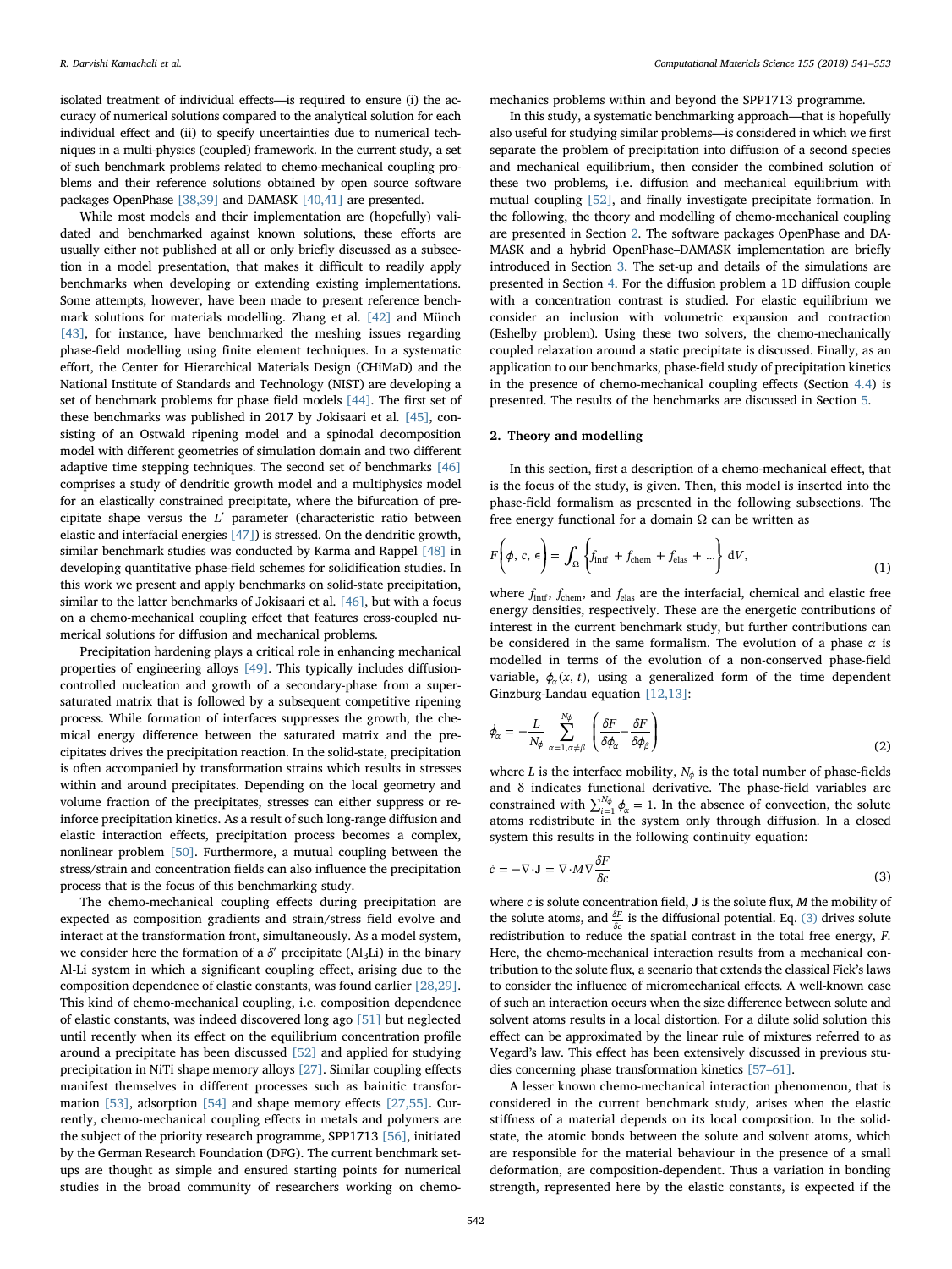isolated treatment of individual effects—is required to ensure (i) the accuracy of numerical solutions compared to the analytical solution for each individual effect and (ii) to specify uncertainties due to numerical techniques in a multi-physics (coupled) framework. In the current study, a set of such benchmark problems related to chemo-mechanical coupling problems and their reference solutions obtained by open source software packages OpenPhase [38,39] and DAMASK [40,41] are presented.

While most models and their implementation are (hopefully) validated and benchmarked against known solutions, these efforts are usually either not published at all or only briefly discussed as a subsection in a model presentation, that makes it difficult to readily apply benchmarks when developing or extending existing implementations. Some attempts, however, have been made to present reference benchmark solutions for materials modelling. Zhang et al. [42] and Münch [43], for instance, have benchmarked the meshing issues regarding phase-field modelling using finite element techniques. In a systematic effort, the Center for Hierarchical Materials Design (CHiMaD) and the National Institute of Standards and Technology (NIST) are developing a set of benchmark problems for phase field models [44]. The first set of these benchmarks was published in 2017 by Jokisaari et al. [45], consisting of an Ostwald ripening model and a spinodal decomposition model with different geometries of simulation domain and two different adaptive time stepping techniques. The second set of benchmarks [46] comprises a study of dendritic growth model and a multiphysics model for an elastically constrained precipitate, where the bifurcation of precipitate shape versus the $L'$ parameter (characteristic ratio between elastic and interfacial energies [47]) is stressed. On the dendritic growth, similar benchmark studies was conducted by Karma and Rappel [48] in developing quantitative phase-field schemes for solidification studies. In this work we present and apply benchmarks on solid-state precipitation, similar to the latter benchmarks of Jokisaari et al. [46], but with a focus on a chemo-mechanical coupling effect that features cross-coupled numerical solutions for diffusion and mechanical problems.

Precipitation hardening plays a critical role in enhancing mechanical properties of engineering alloys [49]. This typically includes diffusion-controlled nucleation and growth of a secondary-phase from a supersaturated matrix that is followed by a subsequent competitive ripening process. While formation of interfaces suppresses the growth, the chemical energy difference between the saturated matrix and the precipitates drives the precipitation reaction. In the solid-state, precipitation is often accompanied by transformation strains which results in stresses within and around precipitates. Depending on the local geometry and volume fraction of the precipitates, stresses can either suppress or reinforce precipitation kinetics. As a result of such long-range diffusion and elastic interaction effects, precipitation process becomes a complex, nonlinear problem [50]. Furthermore, a mutual coupling between the stress/strain and concentration fields can also influence the precipitation process that is the focus of this benchmarking study.

The chemo-mechanical coupling effects during precipitation are expected as composition gradients and strain/stress field evolve and interact at the transformation front, simultaneously. As a model system, we consider here the formation of a $\delta'$ precipitate ($Al_3Li$) in the binary Al-Li system in which a significant coupling effect, arising due to the composition dependence of elastic constants, was found earlier [28,29]. This kind of chemo-mechanical coupling, i.e. composition dependence of elastic constants, was indeed discovered long ago [51] but neglected until recently when its effect on the equilibrium concentration profile around a precipitate has been discussed [52] and applied for studying precipitation in NiTi shape memory alloys [27]. Similar coupling effects manifest themselves in different processes such as bainitic transformation [53], adsorption [54] and shape memory effects [27,55]. Currently, chemo-mechanical coupling effects in metals and polymers are the subject of the priority research programme, SPP1713 [56], initiated by the German Research Foundation (DFG). The current benchmark setups are thought as simple and ensured starting points for numerical studies in the broad community of researchers working on chemo-mechanics problems within and beyond the SPP1713 programme.

In this study, a systematic benchmarking approach—that is hopefully also useful for studying similar problems—is considered in which we first separate the problem of precipitation into diffusion of a second species and mechanical equilibrium, then consider the combined solution of these two problems, i.e. diffusion and mechanical equilibrium with mutual coupling [52], and finally investigate precipitate formation. In the following, the theory and modelling of chemo-mechanical coupling are presented in Section 2. The software packages OpenPhase and DAMASK and a hybrid OpenPhase–DAMASK implementation are briefly introduced in Section 3. The set-up and details of the simulations are presented in Section 4. For the diffusion problem a 1D diffusion couple with a concentration contrast is studied. For elastic equilibrium we consider an inclusion with volumetric expansion and contraction (Eshelby problem). Using these two solvers, the chemo-mechanically coupled relaxation around a static precipitate is discussed. Finally, as an application to our benchmarks, phase-field study of precipitation kinetics in the presence of chemo-mechanical coupling effects (Section 4.4) is presented. The results of the benchmarks are discussed in Section 5.

## 2. Theory and modelling

In this section, first a description of a chemo-mechanical effect, that is the focus of the study, is given. Then, this model is inserted into the phase-field formalism as presented in the following subsections. The free energy functional for a domain $\Omega$ can be written as

$$F\left(\phi, c, \epsilon\right) = \int_{\Omega} \left\{ f_{\text{intf}} + f_{\text{chem}} + f_{\text{elas}} + \dots \right\} \mathrm{d}V, \tag{1}$$

where $f_{\text{intf}}$, $f_{\text{chem}}$, and $f_{\text{elas}}$ are the interfacial, chemical and elastic free energy densities, respectively. These are the energetic contributions of interest in the current benchmark study, but further contributions can be considered in the same formalism. The evolution of a phase $\alpha$ is modelled in terms of the evolution of a non-conserved phase-field variable, $\phi_\alpha(x, t)$, using a generalized form of the time dependent Ginzburg-Landau equation [12,13]:

$$\dot{\phi}_\alpha = -\frac{L}{N_\phi} \sum_{\alpha=1,\alpha\neq\beta}^{N_\phi} \left( \frac{\delta F}{\delta \phi_\alpha} - \frac{\delta F}{\delta \phi_\beta} \right) \tag{2}$$

where $L$ is the interface mobility, $N_\phi$ is the total number of phase-fields and $\delta$ indicates functional derivative. The phase-field variables are constrained with $\sum_{i=1}^{N_\phi} \phi_\alpha = 1$. In the absence of convection, the solute atoms redistribute in the system only through diffusion. In a closed system this results in the following continuity equation:

$$\dot{c} = -\nabla \cdot \mathbf{J} = \nabla \cdot M \nabla \frac{\delta F}{\delta c} \tag{3}$$

where $c$ is solute concentration field, $\mathbf{J}$ is the solute flux, $M$ the mobility of the solute atoms, and $\frac{\delta F}{\delta c}$ is the diffusional potential. Eq. (3) drives solute redistribution to reduce the spatial contrast in the total free energy, $F$. Here, the chemo-mechanical interaction results from a mechanical contribution to the solute flux, a scenario that extends the classical Fick's laws to consider the influence of micromechanical effects. A well-known case of such an interaction occurs when the size difference between solute and solvent atoms results in a local distortion. For a dilute solid solution this effect can be approximated by the linear rule of mixtures referred to as Vegard's law. This effect has been extensively discussed in previous studies concerning phase transformation kinetics [57–61].

A lesser known chemo-mechanical interaction phenomenon, that is considered in the current benchmark study, arises when the elastic stiffness of a material depends on its local composition. In the solid-state, the atomic bonds between the solute and solvent atoms, which are responsible for the material behaviour in the presence of a small deformation, are composition-dependent. Thus a variation in bonding strength, represented here by the elastic constants, is expected if the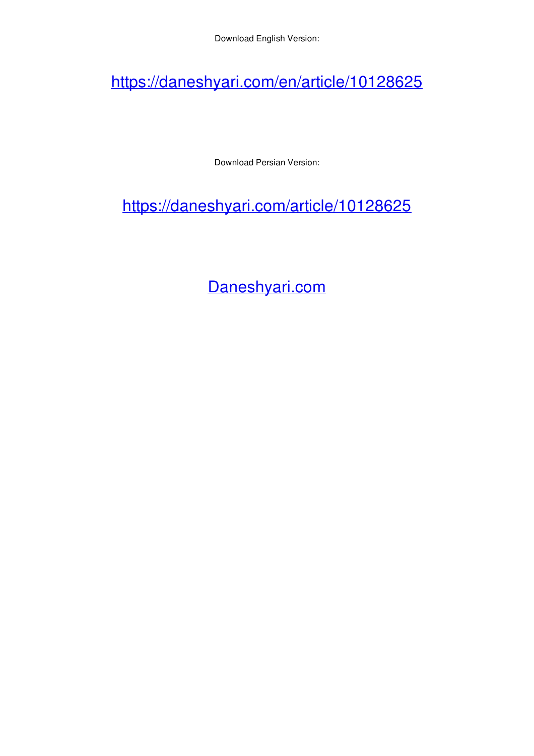Download English Version:

[https://daneshyari.com/en/article/10128625](https://daneshyari.com/en/article/10128625)

Download Persian Version:

[https://daneshyari.com/article/10128625](https://daneshyari.com/article/10128625)

[Daneshyari.com](https://daneshyari.com)